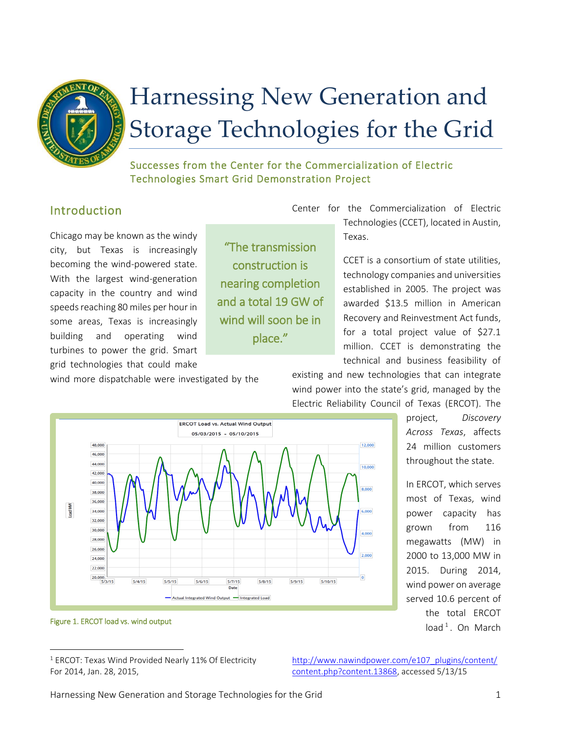# Harnessing New Generation and Storage Technologies for the Grid

## Successes from the Center for the Commercialization of Electric Technologies Smart Grid Demonstration Project

## Introduction

Chicago may be known as the windy city, but Texas is increasingly becoming the wind-powered state. With the largest wind-generation capacity in the country and wind speeds reaching 80 miles per hour in some areas, Texas is increasingly building and operating wind turbines to power the grid. Smart grid technologies that could make wind more dispatchable were investigated by the Center for the Commercialization of Electric Technologies (CCET), located in Austin, Texas.

> "The transmission construction is nearing completion and a total 19 GW of wind will soon be in place."

CCET is a consortium of state utilities, technology companies and universities established in 2005. The project was awarded $13.5 million in American Recovery and Reinvestment Act funds, for a total project value of $27.1 million. CCET is demonstrating the technical and business feasibility of existing and new technologies that can integrate wind power into the state's grid, managed by the Electric Reliability Council of Texas (ERCOT). The project, *Discovery Across Texas*, affects 24 million customers throughout the state.

Figure 1. ERCOT load vs. wind output

In ERCOT, which serves most of Texas, wind power capacity has grown from 116 megawatts (MW) in 2000 to 13,000 MW in 2015. During 2014, wind power on average served 10.6 percent of the total ERCOT load[1]. On March

---

[1] ERCOT: Texas Wind Provided Nearly 11% Of Electricity For 2014, Jan. 28, 2015, http://www.nawindpower.com/e107_plugins/content/content.php?content.13868, accessed 5/13/15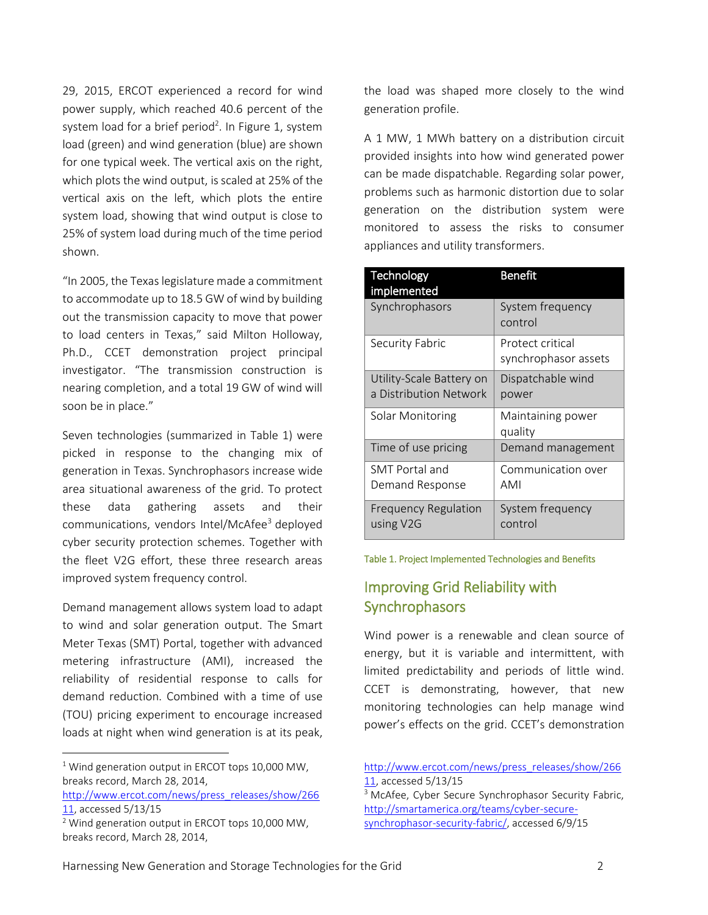29, 2015, ERCOT experienced a record for wind power supply, which reached 40.6 percent of the system load for a brief period[2]. In Figure 1, system load (green) and wind generation (blue) are shown for one typical week. The vertical axis on the right, which plots the wind output, is scaled at 25% of the vertical axis on the left, which plots the entire system load, showing that wind output is close to 25% of system load during much of the time period shown.

"In 2005, the Texas legislature made a commitment to accommodate up to 18.5 GW of wind by building out the transmission capacity to move that power to load centers in Texas," said Milton Holloway, Ph.D., CCET demonstration project principal investigator. "The transmission construction is nearing completion, and a total 19 GW of wind will soon be in place."

Seven technologies (summarized in Table 1) were picked in response to the changing mix of generation in Texas. Synchrophasors increase wide area situational awareness of the grid. To protect these data gathering assets and their communications, vendors Intel/McAfee[3] deployed cyber security protection schemes. Together with the fleet V2G effort, these three research areas improved system frequency control.

Demand management allows system load to adapt to wind and solar generation output. The Smart Meter Texas (SMT) Portal, together with advanced metering infrastructure (AMI), increased the reliability of residential response to calls for demand reduction. Combined with a time of use (TOU) pricing experiment to encourage increased loads at night when wind generation is at its peak, the load was shaped more closely to the wind generation profile.

A 1 MW, 1 MWh battery on a distribution circuit provided insights into how wind generated power can be made dispatchable. Regarding solar power, problems such as harmonic distortion due to solar generation on the distribution system were monitored to assess the risks to consumer appliances and utility transformers.

| Technology implemented | Benefit |
|---|---|
| Synchrophasors | System frequency control |
| Security Fabric | Protect critical synchrophasor assets |
| Utility-Scale Battery on a Distribution Network | Dispatchable wind power |
| Solar Monitoring | Maintaining power quality |
| Time of use pricing | Demand management |
| SMT Portal and Demand Response | Communication over AMI |
| Frequency Regulation using V2G | System frequency control |

Table 1. Project Implemented Technologies and Benefits

## Improving Grid Reliability with Synchrophasors

Wind power is a renewable and clean source of energy, but it is variable and intermittent, with limited predictability and periods of little wind. CCET is demonstrating, however, that new monitoring technologies can help manage wind power's effects on the grid. CCET's demonstration

---

[1] Wind generation output in ERCOT tops 10,000 MW, breaks record, March 28, 2014, http://www.ercot.com/news/press_releases/show/26611, accessed 5/13/15

[2] Wind generation output in ERCOT tops 10,000 MW, breaks record, March 28, 2014, http://www.ercot.com/news/press_releases/show/26611, accessed 5/13/15

[3] McAfee, Cyber Secure Synchrophasor Security Fabric, http://smartamerica.org/teams/cyber-secure-synchrophasor-security-fabric/, accessed 6/9/15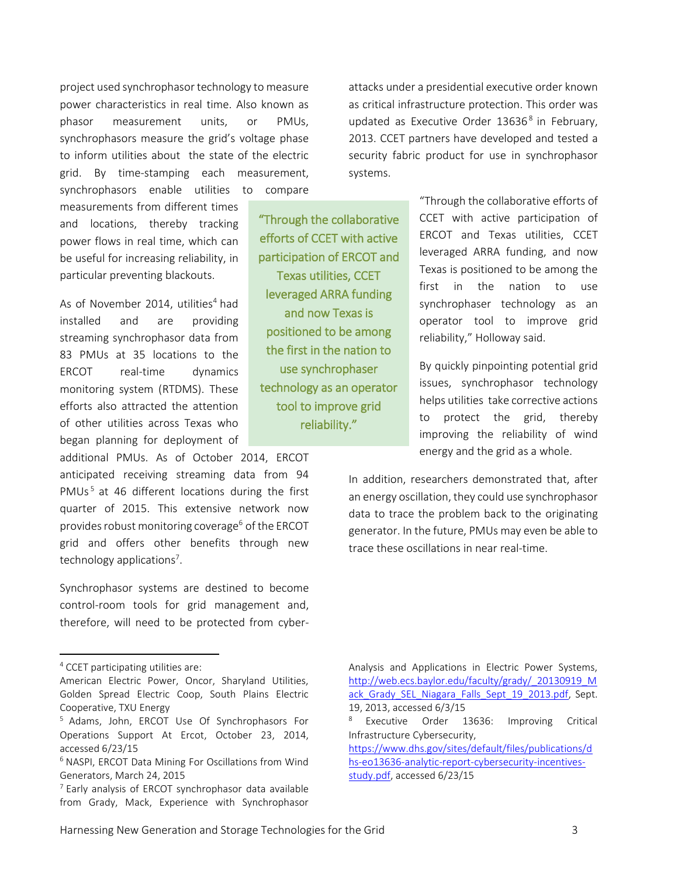project used synchrophasor technology to measure power characteristics in real time. Also known as phasor measurement units, or PMUs, synchrophasors measure the grid's voltage phase to inform utilities about the state of the electric grid. By time-stamping each measurement, synchrophasors enable utilities to compare measurements from different times and locations, thereby tracking power flows in real time, which can be useful for increasing reliability, in particular preventing blackouts.

As of November 2014, utilities[4] had installed and are providing streaming synchrophasor data from 83 PMUs at 35 locations to the ERCOT real-time dynamics monitoring system (RTDMS). These efforts also attracted the attention of other utilities across Texas who began planning for deployment of additional PMUs. As of October 2014, ERCOT anticipated receiving streaming data from 94 PMUs[5] at 46 different locations during the first quarter of 2015. This extensive network now provides robust monitoring coverage[6] of the ERCOT grid and offers other benefits through new technology applications[7].

Synchrophasor systems are destined to become control-room tools for grid management and, therefore, will need to be protected from cyber-attacks under a presidential executive order known as critical infrastructure protection. This order was updated as Executive Order 13636[8] in February, 2013. CCET partners have developed and tested a security fabric product for use in synchrophasor systems.

> "Through the collaborative efforts of CCET with active participation of ERCOT and Texas utilities, CCET leveraged ARRA funding and now Texas is positioned to be among the first in the nation to use synchrophaser technology as an operator tool to improve grid reliability."

"Through the collaborative efforts of CCET with active participation of ERCOT and Texas utilities, CCET leveraged ARRA funding, and now Texas is positioned to be among the first in the nation to use synchrophaser technology as an operator tool to improve grid reliability," Holloway said.

By quickly pinpointing potential grid issues, synchrophasor technology helps utilities take corrective actions to protect the grid, thereby improving the reliability of wind energy and the grid as a whole.

In addition, researchers demonstrated that, after an energy oscillation, they could use synchrophasor data to trace the problem back to the originating generator. In the future, PMUs may even be able to trace these oscillations in near real-time.

---

[4] CCET participating utilities are:
American Electric Power, Oncor, Sharyland Utilities, Golden Spread Electric Coop, South Plains Electric Cooperative, TXU Energy

[5] Adams, John, ERCOT Use Of Synchrophasors For Operations Support At Ercot, October 23, 2014, accessed 6/23/15

[6] NASPI, ERCOT Data Mining For Oscillations from Wind Generators, March 24, 2015

[7] Early analysis of ERCOT synchrophasor data available from Grady, Mack, Experience with Synchrophasor Analysis and Applications in Electric Power Systems, http://web.ecs.baylor.edu/faculty/grady/_20130919_Mack_Grady_SEL_Niagara_Falls_Sept_19_2013.pdf, Sept. 19, 2013, accessed 6/3/15

[8] Executive Order 13636: Improving Critical Infrastructure Cybersecurity, https://www.dhs.gov/sites/default/files/publications/dhs-eo13636-analytic-report-cybersecurity-incentives-study.pdf, accessed 6/23/15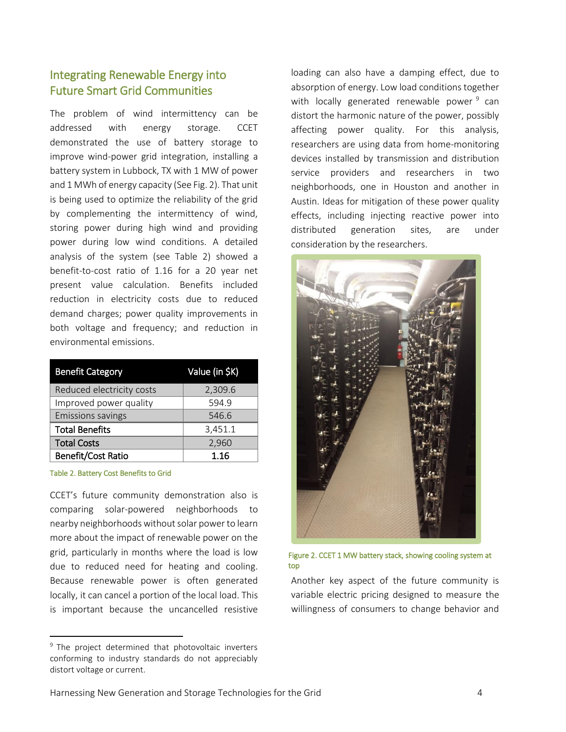## Integrating Renewable Energy into Future Smart Grid Communities

The problem of wind intermittency can be addressed with energy storage. CCET demonstrated the use of battery storage to improve wind-power grid integration, installing a battery system in Lubbock, TX with 1 MW of power and 1 MWh of energy capacity (See Fig. 2). That unit is being used to optimize the reliability of the grid by complementing the intermittency of wind, storing power during high wind and providing power during low wind conditions. A detailed analysis of the system (see Table 2) showed a benefit-to-cost ratio of 1.16 for a 20 year net present value calculation. Benefits included reduction in electricity costs due to reduced demand charges; power quality improvements in both voltage and frequency; and reduction in environmental emissions.

| Benefit Category | Value (in $K) |
|---|---|
| Reduced electricity costs | 2,309.6 |
| Improved power quality | 594.9 |
| Emissions savings | 546.6 |
| **Total Benefits** | 3,451.1 |
| **Total Costs** | 2,960 |
| **Benefit/Cost Ratio** | **1.16** |

Table 2. Battery Cost Benefits to Grid

CCET's future community demonstration also is comparing solar-powered neighborhoods to nearby neighborhoods without solar power to learn more about the impact of renewable power on the grid, particularly in months where the load is low due to reduced need for heating and cooling. Because renewable power is often generated locally, it can cancel a portion of the local load. This is important because the uncancelled resistive loading can also have a damping effect, due to absorption of energy. Low load conditions together with locally generated renewable power [9] can distort the harmonic nature of the power, possibly affecting power quality. For this analysis, researchers are using data from home-monitoring devices installed by transmission and distribution service providers and researchers in two neighborhoods, one in Houston and another in Austin. Ideas for mitigation of these power quality effects, including injecting reactive power into distributed generation sites, are under consideration by the researchers.

Figure 2. CCET 1 MW battery stack, showing cooling system at top

Another key aspect of the future community is variable electric pricing designed to measure the willingness of consumers to change behavior and

[9] The project determined that photovoltaic inverters conforming to industry standards do not appreciably distort voltage or current.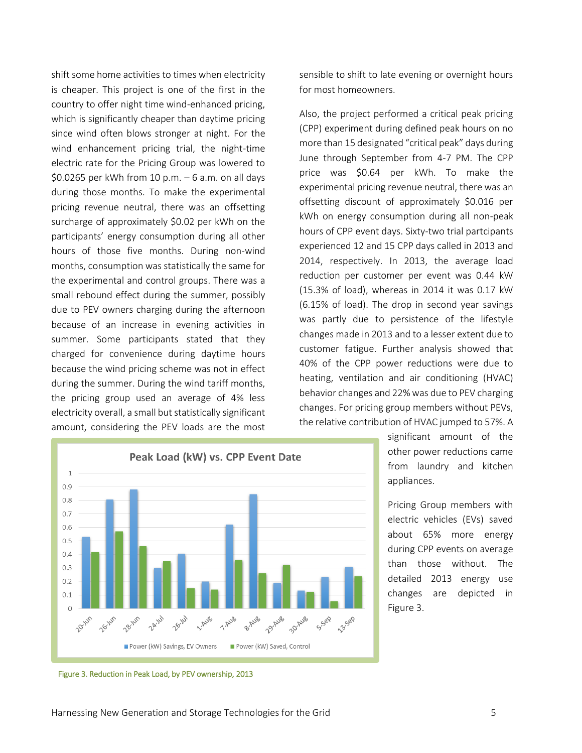shift some home activities to times when electricity is cheaper. This project is one of the first in the country to offer night time wind-enhanced pricing, which is significantly cheaper than daytime pricing since wind often blows stronger at night. For the wind enhancement pricing trial, the night-time electric rate for the Pricing Group was lowered to $0.0265 per kWh from 10 p.m. – 6 a.m. on all days during those months. To make the experimental pricing revenue neutral, there was an offsetting surcharge of approximately $0.02 per kWh on the participants' energy consumption during all other hours of those five months. During non-wind months, consumption was statistically the same for the experimental and control groups. There was a small rebound effect during the summer, possibly due to PEV owners charging during the afternoon because of an increase in evening activities in summer. Some participants stated that they charged for convenience during daytime hours because the wind pricing scheme was not in effect during the summer. During the wind tariff months, the pricing group used an average of 4% less electricity overall, a small but statistically significant amount, considering the PEV loads are the most sensible to shift to late evening or overnight hours for most homeowners.

Also, the project performed a critical peak pricing (CPP) experiment during defined peak hours on no more than 15 designated "critical peak" days during June through September from 4-7 PM. The CPP price was $0.64 per kWh. To make the experimental pricing revenue neutral, there was an offsetting discount of approximately $0.016 per kWh on energy consumption during all non-peak hours of CPP event days. Sixty-two trial partcipants experienced 12 and 15 CPP days called in 2013 and 2014, respectively. In 2013, the average load reduction per customer per event was 0.44 kW (15.3% of load), whereas in 2014 it was 0.17 kW (6.15% of load). The drop in second year savings was partly due to persistence of the lifestyle changes made in 2013 and to a lesser extent due to customer fatigue. Further analysis showed that 40% of the CPP power reductions were due to heating, ventilation and air conditioning (HVAC) behavior changes and 22% was due to PEV charging changes. For pricing group members without PEVs, the relative contribution of HVAC jumped to 57%. A significant amount of the other power reductions came from laundry and kitchen appliances.

Pricing Group members with electric vehicles (EVs) saved about 65% more energy during CPP events on average than those without. The detailed 2013 energy use changes are depicted in Figure 3.

Figure 3. Reduction in Peak Load, by PEV ownership, 2013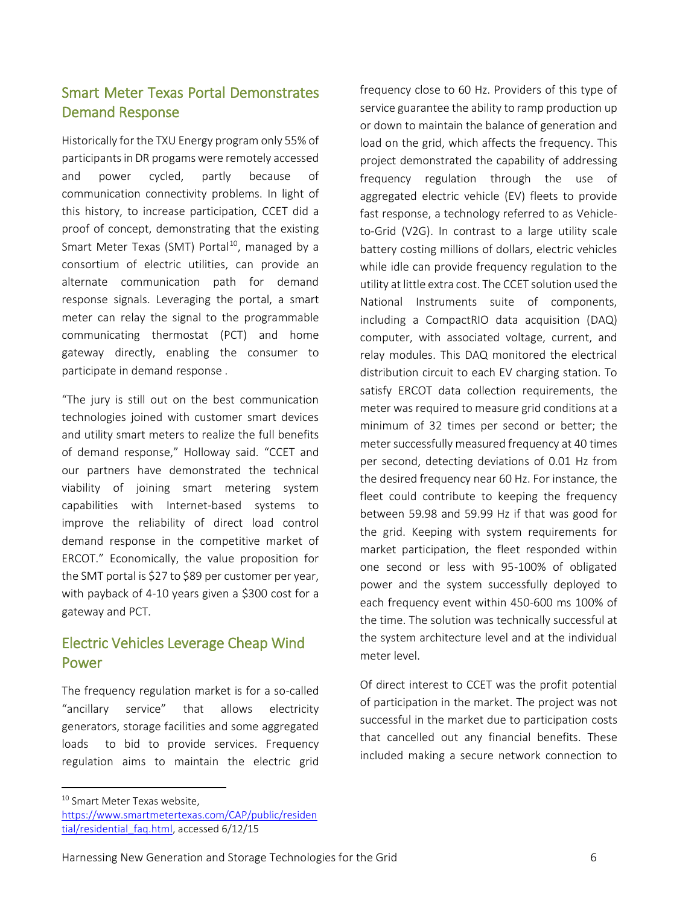## Smart Meter Texas Portal Demonstrates Demand Response

Historically for the TXU Energy program only 55% of participants in DR progams were remotely accessed and power cycled, partly because of communication connectivity problems. In light of this history, to increase participation, CCET did a proof of concept, demonstrating that the existing Smart Meter Texas (SMT) Portal[10], managed by a consortium of electric utilities, can provide an alternate communication path for demand response signals. Leveraging the portal, a smart meter can relay the signal to the programmable communicating thermostat (PCT) and home gateway directly, enabling the consumer to participate in demand response .

"The jury is still out on the best communication technologies joined with customer smart devices and utility smart meters to realize the full benefits of demand response," Holloway said. "CCET and our partners have demonstrated the technical viability of joining smart metering system capabilities with Internet-based systems to improve the reliability of direct load control demand response in the competitive market of ERCOT." Economically, the value proposition for the SMT portal is $27 to $89 per customer per year, with payback of 4-10 years given a $300 cost for a gateway and PCT.

## Electric Vehicles Leverage Cheap Wind Power

The frequency regulation market is for a so-called "ancillary service" that allows electricity generators, storage facilities and some aggregated loads to bid to provide services. Frequency regulation aims to maintain the electric grid frequency close to 60 Hz. Providers of this type of service guarantee the ability to ramp production up or down to maintain the balance of generation and load on the grid, which affects the frequency. This project demonstrated the capability of addressing frequency regulation through the use of aggregated electric vehicle (EV) fleets to provide fast response, a technology referred to as Vehicle-to-Grid (V2G). In contrast to a large utility scale battery costing millions of dollars, electric vehicles while idle can provide frequency regulation to the utility at little extra cost. The CCET solution used the National Instruments suite of components, including a CompactRIO data acquisition (DAQ) computer, with associated voltage, current, and relay modules. This DAQ monitored the electrical distribution circuit to each EV charging station. To satisfy ERCOT data collection requirements, the meter was required to measure grid conditions at a minimum of 32 times per second or better; the meter successfully measured frequency at 40 times per second, detecting deviations of 0.01 Hz from the desired frequency near 60 Hz. For instance, the fleet could contribute to keeping the frequency between 59.98 and 59.99 Hz if that was good for the grid. Keeping with system requirements for market participation, the fleet responded within one second or less with 95-100% of obligated power and the system successfully deployed to each frequency event within 450-600 ms 100% of the time. The solution was technically successful at the system architecture level and at the individual meter level.

Of direct interest to CCET was the profit potential of participation in the market. The project was not successful in the market due to participation costs that cancelled out any financial benefits. These included making a secure network connection to

---

[10] Smart Meter Texas website, https://www.smartmetertexas.com/CAP/public/residential/residential_faq.html, accessed 6/12/15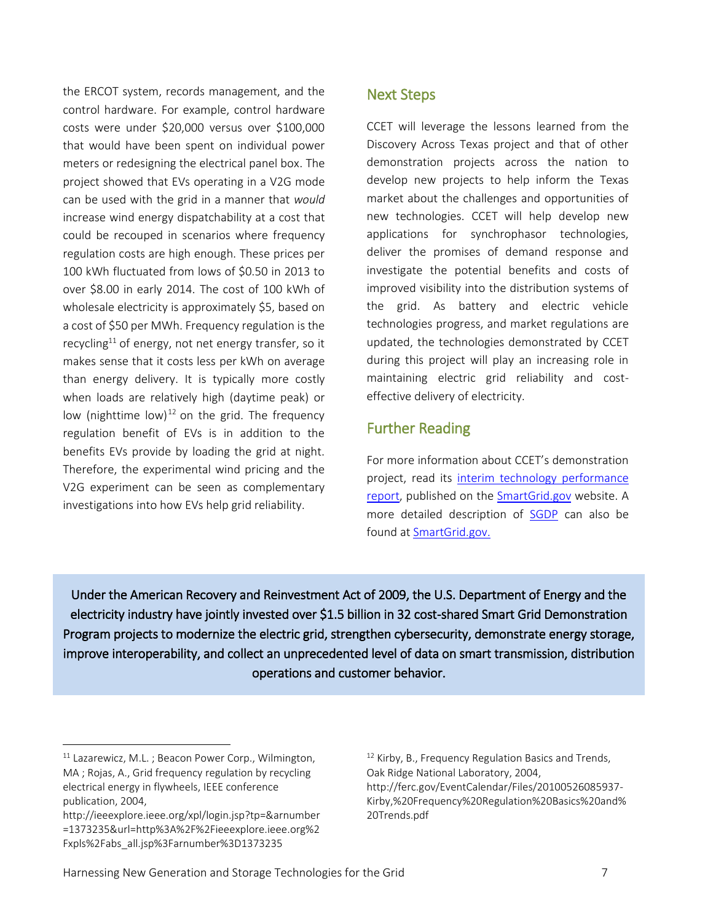the ERCOT system, records management, and the control hardware. For example, control hardware costs were under $20,000 versus over $100,000 that would have been spent on individual power meters or redesigning the electrical panel box. The project showed that EVs operating in a V2G mode can be used with the grid in a manner that *would* increase wind energy dispatchability at a cost that could be recouped in scenarios where frequency regulation costs are high enough. These prices per 100 kWh fluctuated from lows of $0.50 in 2013 to over $8.00 in early 2014. The cost of 100 kWh of wholesale electricity is approximately $5, based on a cost of $50 per MWh. Frequency regulation is the recycling[11] of energy, not net energy transfer, so it makes sense that it costs less per kWh on average than energy delivery. It is typically more costly when loads are relatively high (daytime peak) or low (nighttime low)[12] on the grid. The frequency regulation benefit of EVs is in addition to the benefits EVs provide by loading the grid at night. Therefore, the experimental wind pricing and the V2G experiment can be seen as complementary investigations into how EVs help grid reliability.

## Next Steps

CCET will leverage the lessons learned from the Discovery Across Texas project and that of other demonstration projects across the nation to develop new projects to help inform the Texas market about the challenges and opportunities of new technologies. CCET will help develop new applications for synchrophasor technologies, deliver the promises of demand response and investigate the potential benefits and costs of improved visibility into the distribution systems of the grid. As battery and electric vehicle technologies progress, and market regulations are updated, the technologies demonstrated by CCET during this project will play an increasing role in maintaining electric grid reliability and cost-effective delivery of electricity.

## Further Reading

For more information about CCET's demonstration project, read its interim technology performance report, published on the SmartGrid.gov website. A more detailed description of SGDP can also be found at SmartGrid.gov.

**Under the American Recovery and Reinvestment Act of 2009, the U.S. Department of Energy and the electricity industry have jointly invested over $1.5 billion in 32 cost-shared Smart Grid Demonstration Program projects to modernize the electric grid, strengthen cybersecurity, demonstrate energy storage, improve interoperability, and collect an unprecedented level of data on smart transmission, distribution operations and customer behavior.**

---

[11] Lazarewicz, M.L. ; Beacon Power Corp., Wilmington, MA ; Rojas, A., Grid frequency regulation by recycling electrical energy in flywheels, IEEE conference publication, 2004, http://ieeexplore.ieee.org/xpl/login.jsp?tp=&arnumber=1373235&url=http%3A%2F%2Fieeexplore.ieee.org%2Fxpls%2Fabs_all.jsp%3Farnumber%3D1373235

[12] Kirby, B., Frequency Regulation Basics and Trends, Oak Ridge National Laboratory, 2004, http://ferc.gov/EventCalendar/Files/20100526085937-Kirby,%20Frequency%20Regulation%20Basics%20and%20Trends.pdf